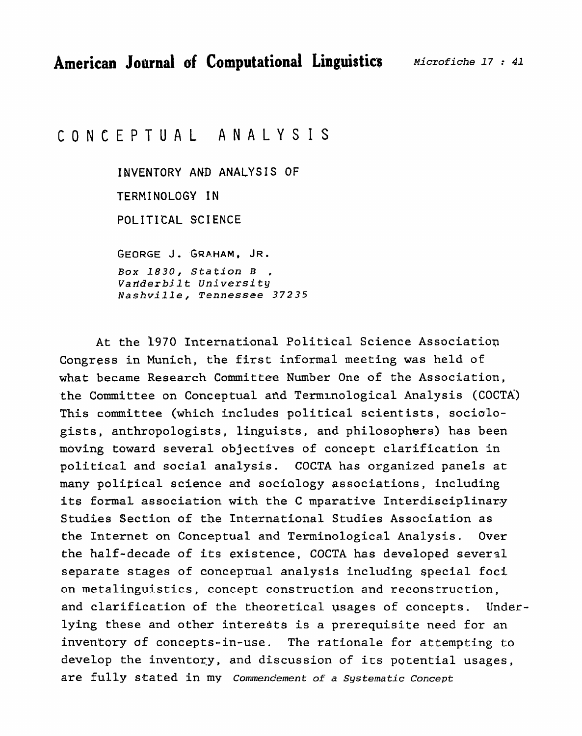# CONCEPTUAL ANALYSIS

## INVENTORY AND ANALYSIS OF TERMINOLOGY IN POLITICAL SCIENCE

GEORGE J. GRAHAM, JR.

*Box 1830, Station B ,*
*Vanderbilt University*
*Nashville, Tennessee 37235*

At the 1970 International Political Science Association Congress in Munich, the first informal meeting was held of what became Research Committee Number One of the Association, the Committee on Conceptual and Terminological Analysis (COCTA) This committee (which includes political scientists, sociologists, anthropologists, linguists, and philosophers) has been moving toward several objectives of concept clarification in political and social analysis. COCTA has organized panels at many political science and sociology associations, including its formal association with the C mparative Interdisciplinary Studies Section of the International Studies Association as the Internet on Conceptual and Terminological Analysis. Over the half-decade of its existence, COCTA has developed several separate stages of conceptual analysis including special foci on metalinguistics, concept construction and reconstruction, and clarification of the theoretical usages of concepts. Underlying these and other interests is a prerequisite need for an inventory of concepts-in-use. The rationale for attempting to develop the inventory, and discussion of its potential usages, are fully stated in my *Commencement of a Systematic Concept*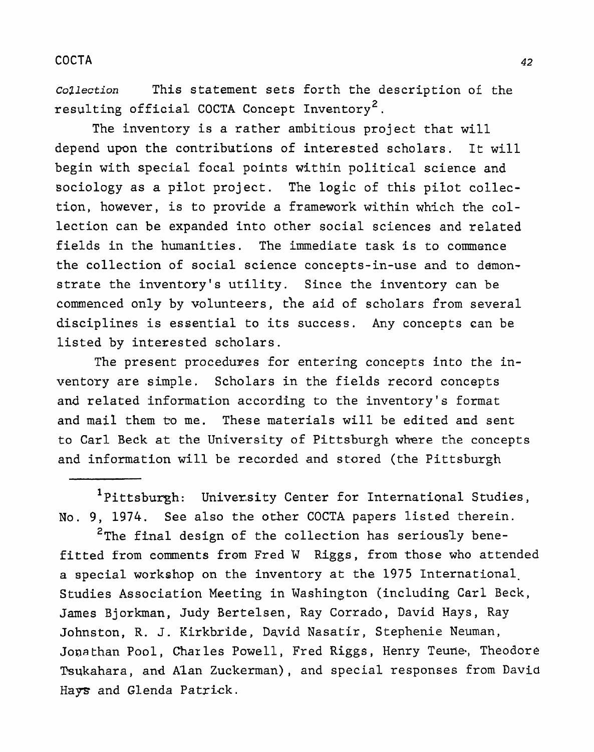*Collection* This statement sets forth the description of the resulting official COCTA Concept Inventory[2].

The inventory is a rather ambitious project that will depend upon the contributions of interested scholars. It will begin with special focal points within political science and sociology as a pilot project. The logic of this pilot collection, however, is to provide a framework within which the collection can be expanded into other social sciences and related fields in the humanities. The immediate task is to commence the collection of social science concepts-in-use and to demonstrate the inventory's utility. Since the inventory can be commenced only by volunteers, the aid of scholars from several disciplines is essential to its success. Any concepts can be listed by interested scholars.

The present procedures for entering concepts into the inventory are simple. Scholars in the fields record concepts and related information according to the inventory's format and mail them to me. These materials will be edited and sent to Carl Beck at the University of Pittsburgh where the concepts and information will be recorded and stored (the Pittsburgh

---

[1] Pittsburgh: University Center for International Studies, No. 9, 1974. See also the other COCTA papers listed therein.

[2] The final design of the collection has seriously benefitted from comments from Fred W Riggs, from those who attended a special workshop on the inventory at the 1975 International Studies Association Meeting in Washington (including Carl Beck, James Bjorkman, Judy Bertelsen, Ray Corrado, David Hays, Ray Johnston, R. J. Kirkbride, David Nasatir, Stephenie Neuman, Jonathan Pool, Charles Powell, Fred Riggs, Henry Teune, Theodore Tsukahara, and Alan Zuckerman), and special responses from David Hays and Glenda Patrick.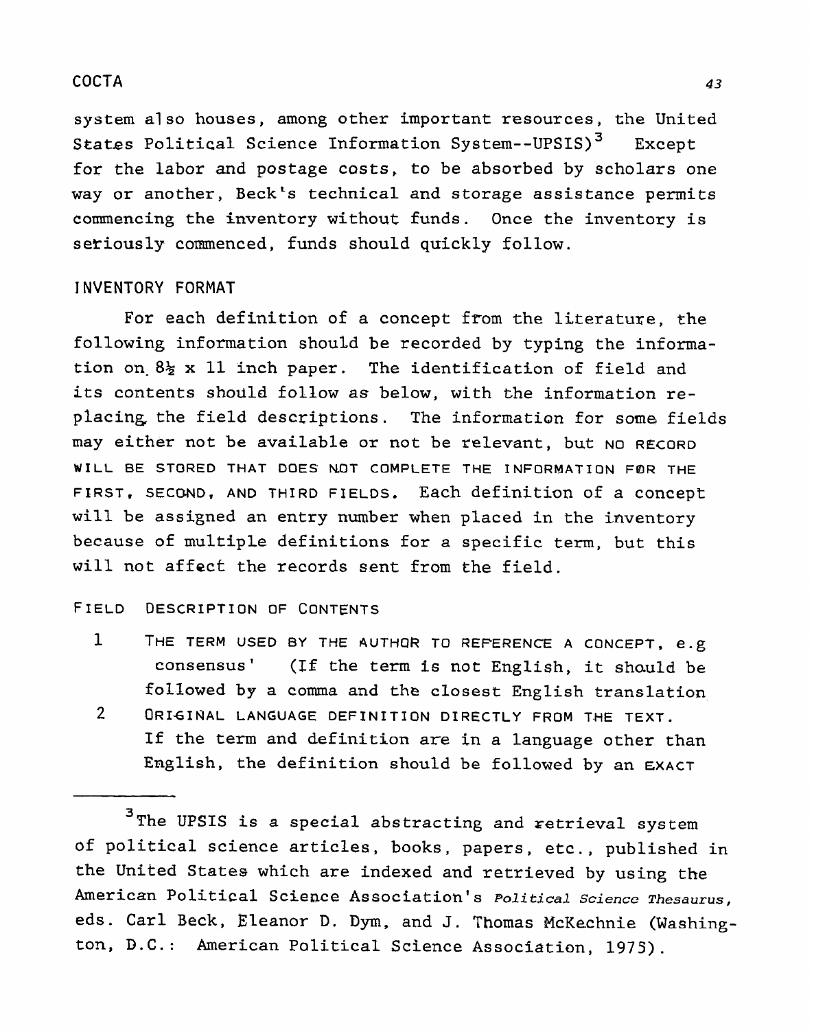system also houses, among other important resources, the United States Political Science Information System--UPSIS)[3] Except for the labor and postage costs, to be absorbed by scholars one way or another, Beck's technical and storage assistance permits commencing the inventory without funds. Once the inventory is seriously commenced, funds should quickly follow.

## INVENTORY FORMAT

For each definition of a concept from the literature, the following information should be recorded by typing the information on 8½ x 11 inch paper. The identification of field and its contents should follow as below, with the information replacing the field descriptions. The information for some fields may either not be available or not be relevant, but NO RECORD WILL BE STORED THAT DOES NOT COMPLETE THE INFORMATION FOR THE FIRST, SECOND, AND THIRD FIELDS. Each definition of a concept will be assigned an entry number when placed in the inventory because of multiple definitions for a specific term, but this will not affect the records sent from the field.

FIELD DESCRIPTION OF CONTENTS

1 THE TERM USED BY THE AUTHOR TO REFERENCE A CONCEPT, e.g consensus' (If the term is not English, it should be followed by a comma and the closest English translation

2 ORIGINAL LANGUAGE DEFINITION DIRECTLY FROM THE TEXT. If the term and definition are in a language other than English, the definition should be followed by an EXACT

---

[3] The UPSIS is a special abstracting and retrieval system of political science articles, books, papers, etc., published in the United States which are indexed and retrieved by using the American Political Science Association's *Political Science Thesaurus*, eds. Carl Beck, Eleanor D. Dym, and J. Thomas McKechnie (Washington, D.C.: American Political Science Association, 1975).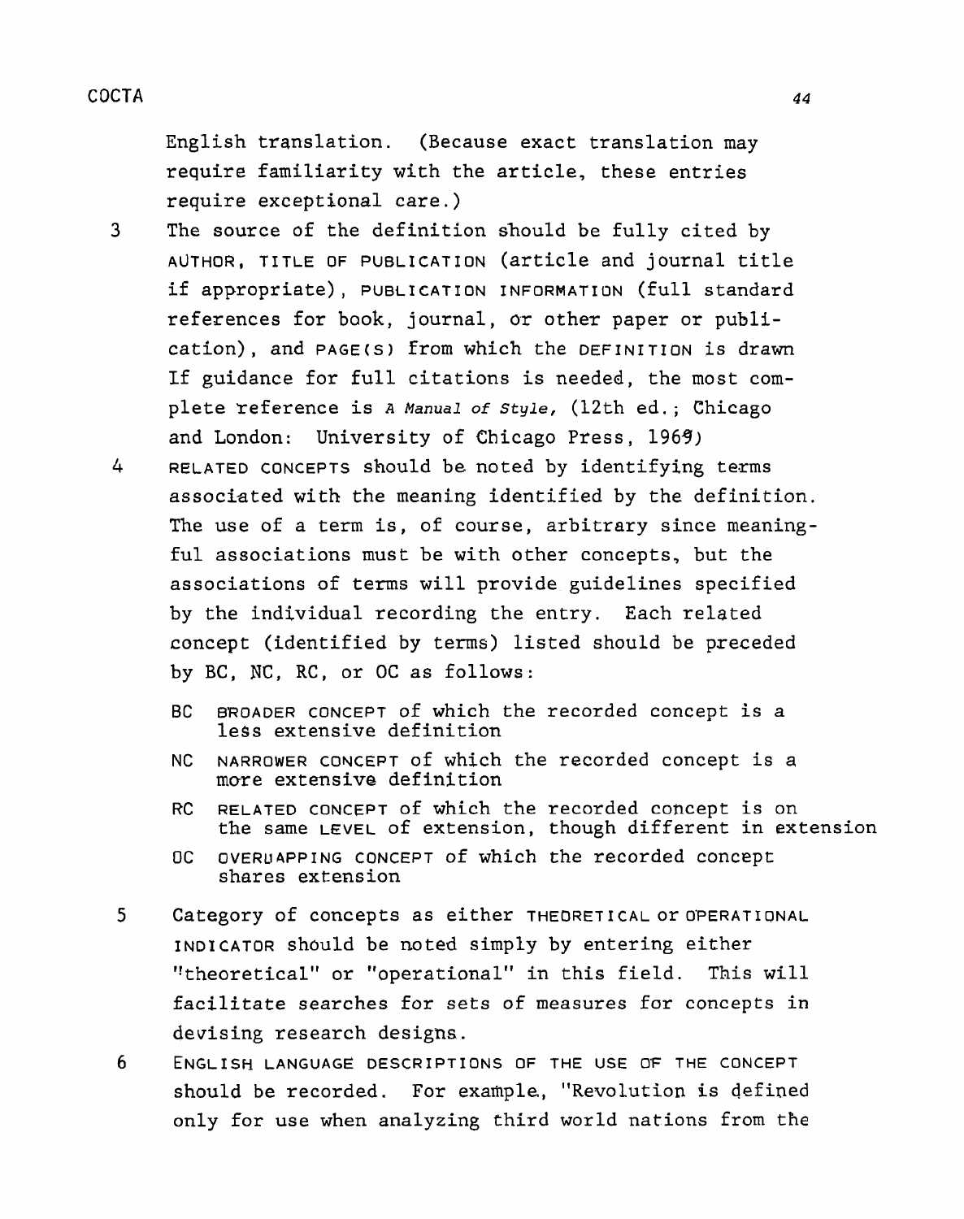English translation. (Because exact translation may require familiarity with the article, these entries require exceptional care.)

3 The source of the definition should be fully cited by AUTHOR, TITLE OF PUBLICATION (article and journal title if appropriate), PUBLICATION INFORMATION (full standard references for book, journal, or other paper or publication), and PAGE(S) from which the DEFINITION is drawn If guidance for full citations is needed, the most complete reference is *A Manual of Style*, (12th ed.; Chicago and London: University of Chicago Press, 1969)

4 RELATED CONCEPTS should be noted by identifying terms associated with the meaning identified by the definition. The use of a term is, of course, arbitrary since meaningful associations must be with other concepts, but the associations of terms will provide guidelines specified by the individual recording the entry. Each related concept (identified by terms) listed should be preceded by BC, NC, RC, or OC as follows:

- BC BROADER CONCEPT of which the recorded concept is a less extensive definition
- NC NARROWER CONCEPT of which the recorded concept is a more extensive definition
- RC RELATED CONCEPT of which the recorded concept is on the same LEVEL of extension, though different in extension
- OC OVERLAPPING CONCEPT of which the recorded concept shares extension

5 Category of concepts as either THEORETICAL or OPERATIONAL INDICATOR should be noted simply by entering either "theoretical" or "operational" in this field. This will facilitate searches for sets of measures for concepts in devising research designs.

6 ENGLISH LANGUAGE DESCRIPTIONS OF THE USE OF THE CONCEPT should be recorded. For example, "Revolution is defined only for use when analyzing third world nations from the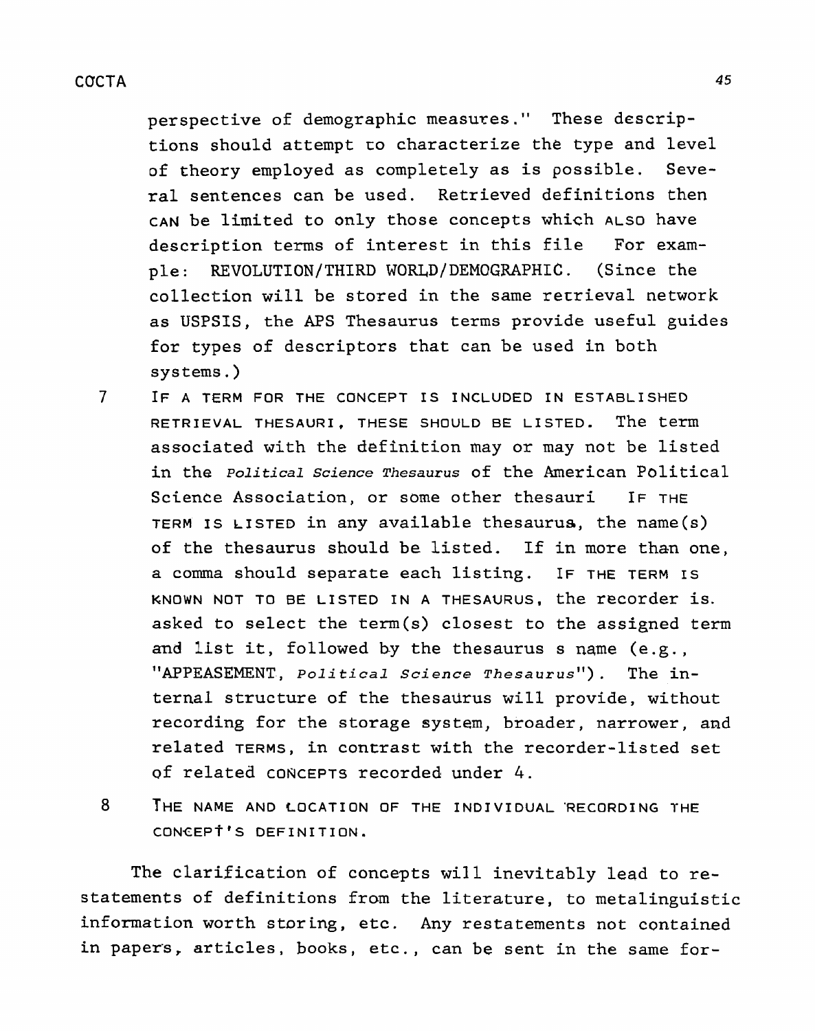perspective of demographic measures." These descriptions should attempt to characterize the type and level of theory employed as completely as is possible. Several sentences can be used. Retrieved definitions then CAN be limited to only those concepts which ALSO have description terms of interest in this file For example: REVOLUTION/THIRD WORLD/DEMOGRAPHIC. (Since the collection will be stored in the same retrieval network as USPSIS, the APS Thesaurus terms provide useful guides for types of descriptors that can be used in both systems.)

7 IF A TERM FOR THE CONCEPT IS INCLUDED IN ESTABLISHED RETRIEVAL THESAURI, THESE SHOULD BE LISTED. The term associated with the definition may or may not be listed in the *Political Science Thesaurus* of the American Political Science Association, or some other thesauri IF THE TERM IS LISTED in any available thesaurus, the name(s) of the thesaurus should be listed. If in more than one, a comma should separate each listing. IF THE TERM IS KNOWN NOT TO BE LISTED IN A THESAURUS, the recorder is. asked to select the term(s) closest to the assigned term and list it, followed by the thesaurus s name (e.g., "APPEASEMENT, *Political Science Thesaurus*"). The internal structure of the thesaurus will provide, without recording for the storage system, broader, narrower, and related TERMS, in contrast with the recorder-listed set of related CONCEPTS recorded under 4.

8 THE NAME AND LOCATION OF THE INDIVIDUAL RECORDING THE CONCEPT'S DEFINITION.

The clarification of concepts will inevitably lead to restatements of definitions from the literature, to metalinguistic information worth storing, etc. Any restatements not contained in papers, articles, books, etc., can be sent in the same for-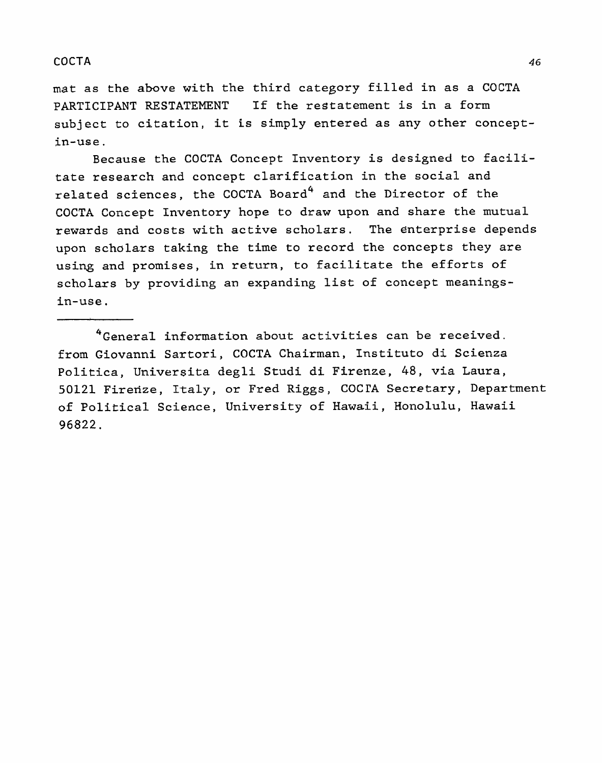mat as the above with the third category filled in as a COCTA PARTICIPANT RESTATEMENT If the restatement is in a form subject to citation, it is simply entered as any other concept-in-use.

Because the COCTA Concept Inventory is designed to facilitate research and concept clarification in the social and related sciences, the COCTA Board[4] and the Director of the COCTA Concept Inventory hope to draw upon and share the mutual rewards and costs with active scholars. The enterprise depends upon scholars taking the time to record the concepts they are using and promises, in return, to facilitate the efforts of scholars by providing an expanding list of concept meanings-in-use.

---

[4]General information about activities can be received. from Giovanni Sartori, COCTA Chairman, Instituto di Scienza Politica, Universita degli Studi di Firenze, 48, via Laura, 50121 Firenze, Italy, or Fred Riggs, COCTA Secretary, Department of Political Science, University of Hawaii, Honolulu, Hawaii 96822.